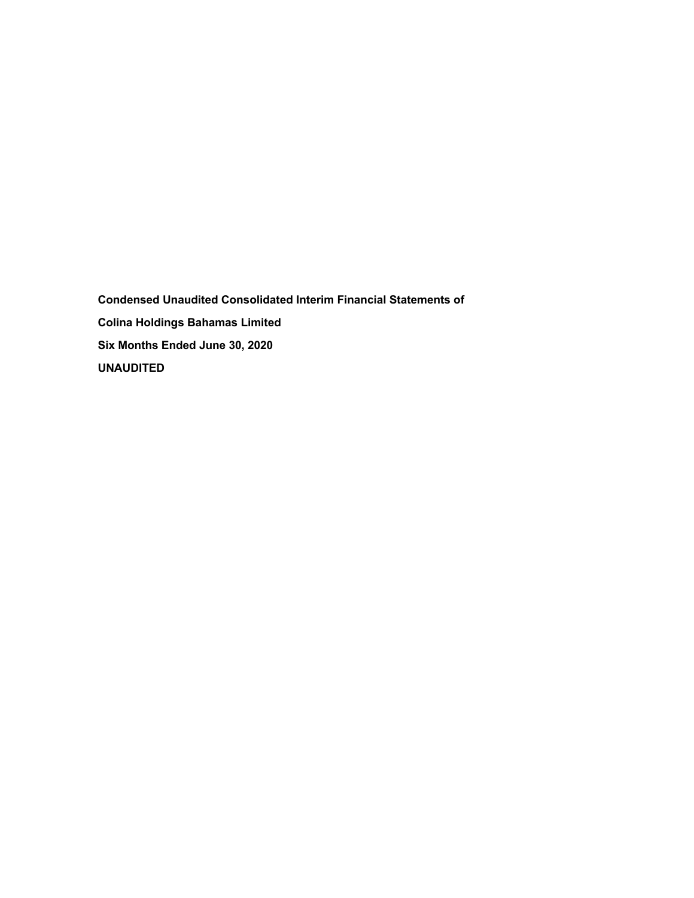**Condensed Unaudited Consolidated Interim Financial Statements of**

**Colina Holdings Bahamas Limited**

**Six Months Ended June 30, 2020**

**UNAUDITED**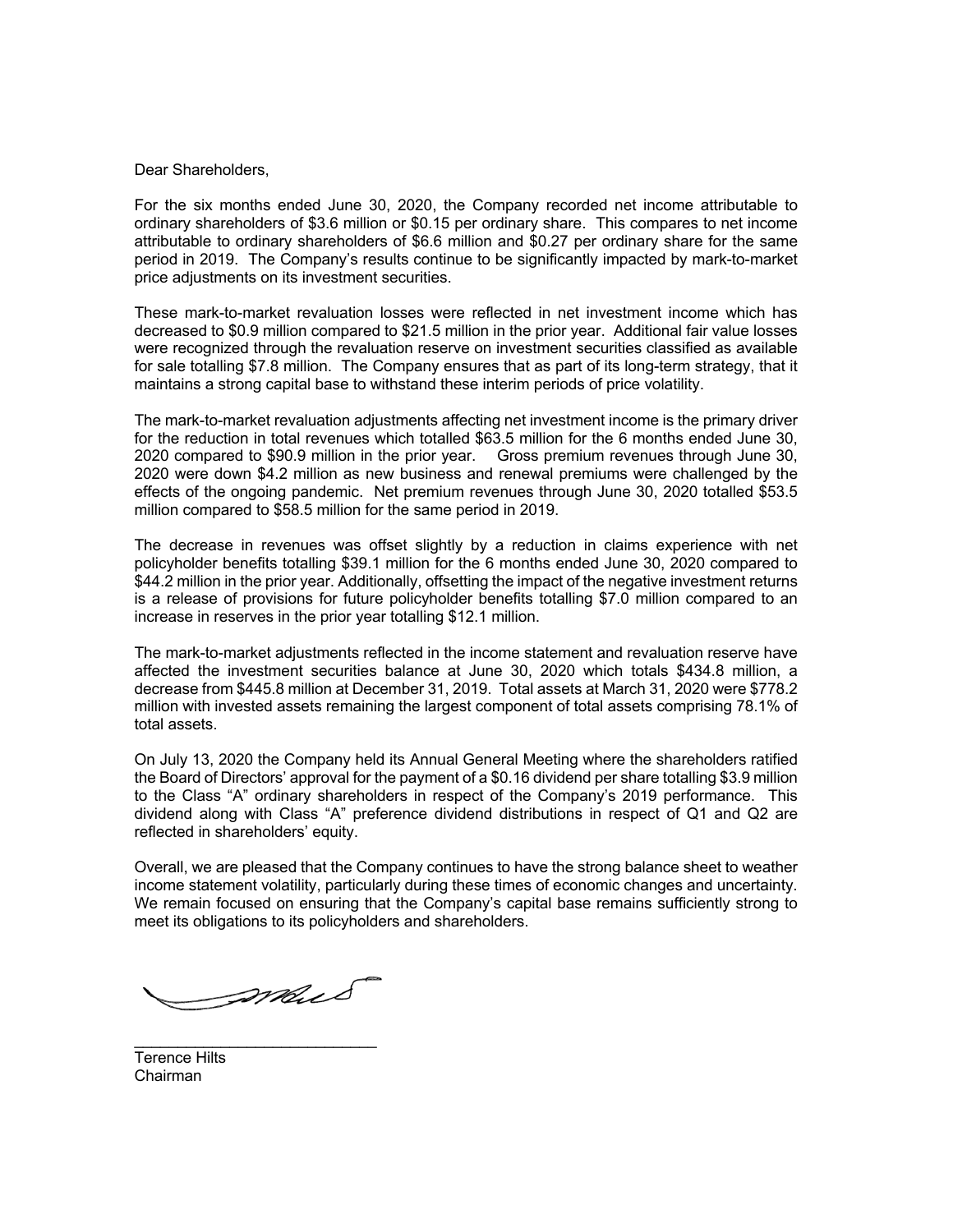Dear Shareholders,

For the six months ended June 30, 2020, the Company recorded net income attributable to ordinary shareholders of $3.6 million or $0.15 per ordinary share. This compares to net income attributable to ordinary shareholders of $6.6 million and $0.27 per ordinary share for the same period in 2019. The Company's results continue to be significantly impacted by mark-to-market price adjustments on its investment securities.

These mark-to-market revaluation losses were reflected in net investment income which has decreased to $0.9 million compared to $21.5 million in the prior year. Additional fair value losses were recognized through the revaluation reserve on investment securities classified as available for sale totalling $7.8 million. The Company ensures that as part of its long-term strategy, that it maintains a strong capital base to withstand these interim periods of price volatility.

The mark-to-market revaluation adjustments affecting net investment income is the primary driver for the reduction in total revenues which totalled $63.5 million for the 6 months ended June 30, 2020 compared to $90.9 million in the prior year. Gross premium revenues through June 30, 2020 were down $4.2 million as new business and renewal premiums were challenged by the effects of the ongoing pandemic. Net premium revenues through June 30, 2020 totalled $53.5 million compared to $58.5 million for the same period in 2019.

The decrease in revenues was offset slightly by a reduction in claims experience with net policyholder benefits totalling $39.1 million for the 6 months ended June 30, 2020 compared to $44.2 million in the prior year. Additionally, offsetting the impact of the negative investment returns is a release of provisions for future policyholder benefits totalling $7.0 million compared to an increase in reserves in the prior year totalling $12.1 million.

The mark-to-market adjustments reflected in the income statement and revaluation reserve have affected the investment securities balance at June 30, 2020 which totals $434.8 million, a decrease from $445.8 million at December 31, 2019. Total assets at March 31, 2020 were $778.2 million with invested assets remaining the largest component of total assets comprising 78.1% of total assets.

On July 13, 2020 the Company held its Annual General Meeting where the shareholders ratified the Board of Directors' approval for the payment of a $0.16 dividend per share totalling $3.9 million to the Class "A" ordinary shareholders in respect of the Company's 2019 performance. This dividend along with Class "A" preference dividend distributions in respect of Q1 and Q2 are reflected in shareholders' equity.

Overall, we are pleased that the Company continues to have the strong balance sheet to weather income statement volatility, particularly during these times of economic changes and uncertainty. We remain focused on ensuring that the Company's capital base remains sufficiently strong to meet its obligations to its policyholders and shareholders.

\_\_\_\_\_\_\_\_\_\_\_\_\_\_\_\_\_\_\_\_\_\_\_\_\_\_\_\_

Terence Hilts
Chairman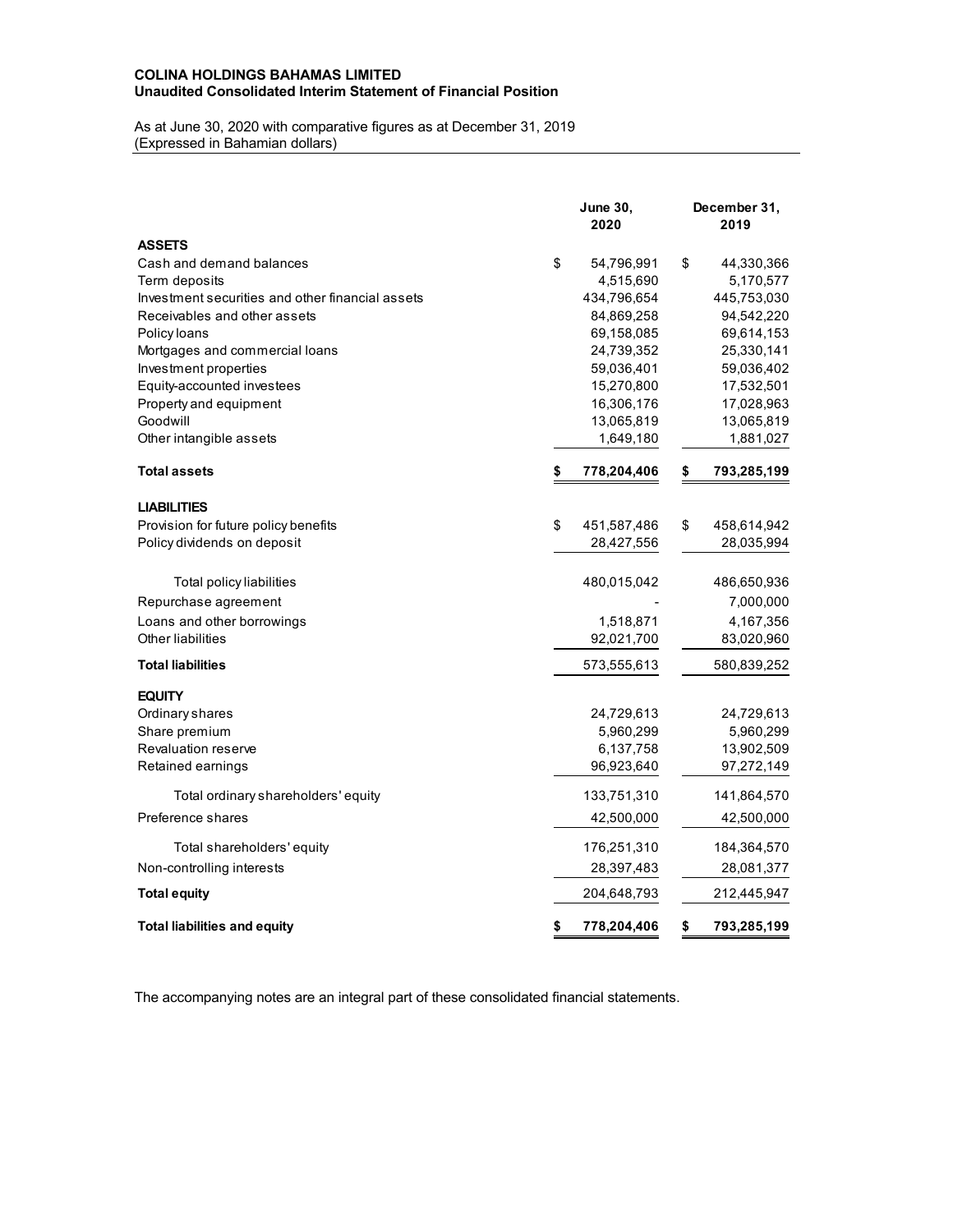**COLINA HOLDINGS BAHAMAS LIMITED**
**Unaudited Consolidated Interim Statement of Financial Position**

As at June 30, 2020 with comparative figures as at December 31, 2019
(Expressed in Bahamian dollars)

| | June 30, 2020 | December 31, 2019 |
|---|---|---|
| **ASSETS** | | |
| Cash and demand balances | $ 54,796,991 | $ 44,330,366 |
| Term deposits | 4,515,690 | 5,170,577 |
| Investment securities and other financial assets | 434,796,654 | 445,753,030 |
| Receivables and other assets | 84,869,258 | 94,542,220 |
| Policy loans | 69,158,085 | 69,614,153 |
| Mortgages and commercial loans | 24,739,352 | 25,330,141 |
| Investment properties | 59,036,401 | 59,036,402 |
| Equity-accounted investees | 15,270,800 | 17,532,501 |
| Property and equipment | 16,306,176 | 17,028,963 |
| Goodwill | 13,065,819 | 13,065,819 |
| Other intangible assets | 1,649,180 | 1,881,027 |
| **Total assets** | **$ 778,204,406** | **$ 793,285,199** |
| **LIABILITIES** | | |
| Provision for future policy benefits | $ 451,587,486 | $ 458,614,942 |
| Policy dividends on deposit | 28,427,556 | 28,035,994 |
| Total policy liabilities | 480,015,042 | 486,650,936 |
| Repurchase agreement | - | 7,000,000 |
| Loans and other borrowings | 1,518,871 | 4,167,356 |
| Other liabilities | 92,021,700 | 83,020,960 |
| **Total liabilities** | 573,555,613 | 580,839,252 |
| **EQUITY** | | |
| Ordinary shares | 24,729,613 | 24,729,613 |
| Share premium | 5,960,299 | 5,960,299 |
| Revaluation reserve | 6,137,758 | 13,902,509 |
| Retained earnings | 96,923,640 | 97,272,149 |
| Total ordinary shareholders' equity | 133,751,310 | 141,864,570 |
| Preference shares | 42,500,000 | 42,500,000 |
| Total shareholders' equity | 176,251,310 | 184,364,570 |
| Non-controlling interests | 28,397,483 | 28,081,377 |
| **Total equity** | 204,648,793 | 212,445,947 |
| **Total liabilities and equity** | **$ 778,204,406** | **$ 793,285,199** |

The accompanying notes are an integral part of these consolidated financial statements.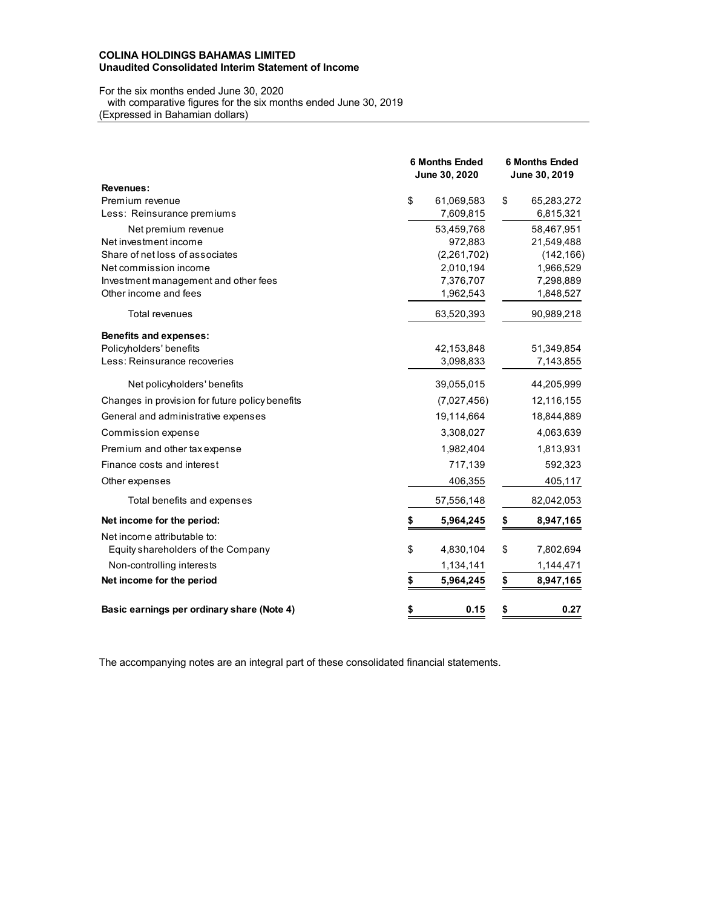**COLINA HOLDINGS BAHAMAS LIMITED**
**Unaudited Consolidated Interim Statement of Income**

For the six months ended June 30, 2020
with comparative figures for the six months ended June 30, 2019
(Expressed in Bahamian dollars)

| | 6 Months Ended June 30, 2020 | 6 Months Ended June 30, 2019 |
|---|---|---|
| **Revenues:** | | |
| Premium revenue | $ 61,069,583 | $ 65,283,272 |
| Less: Reinsurance premiums | 7,609,815 | 6,815,321 |
| Net premium revenue | 53,459,768 | 58,467,951 |
| Net investment income | 972,883 | 21,549,488 |
| Share of net loss of associates | (2,261,702) | (142,166) |
| Net commission income | 2,010,194 | 1,966,529 |
| Investment management and other fees | 7,376,707 | 7,298,889 |
| Other income and fees | 1,962,543 | 1,848,527 |
| Total revenues | 63,520,393 | 90,989,218 |
| **Benefits and expenses:** | | |
| Policyholders' benefits | 42,153,848 | 51,349,854 |
| Less: Reinsurance recoveries | 3,098,833 | 7,143,855 |
| Net policyholders' benefits | 39,055,015 | 44,205,999 |
| Changes in provision for future policy benefits | (7,027,456) | 12,116,155 |
| General and administrative expenses | 19,114,664 | 18,844,889 |
| Commission expense | 3,308,027 | 4,063,639 |
| Premium and other tax expense | 1,982,404 | 1,813,931 |
| Finance costs and interest | 717,139 | 592,323 |
| Other expenses | 406,355 | 405,117 |
| Total benefits and expenses | 57,556,148 | 82,042,053 |
| **Net income for the period:** | **$ 5,964,245** | **$ 8,947,165** |
| Net income attributable to: | | |
| Equity shareholders of the Company | $ 4,830,104 | $ 7,802,694 |
| Non-controlling interests | 1,134,141 | 1,144,471 |
| **Net income for the period** | **$ 5,964,245** | **$ 8,947,165** |
| **Basic earnings per ordinary share (Note 4)** | **$ 0.15** | **$ 0.27** |

The accompanying notes are an integral part of these consolidated financial statements.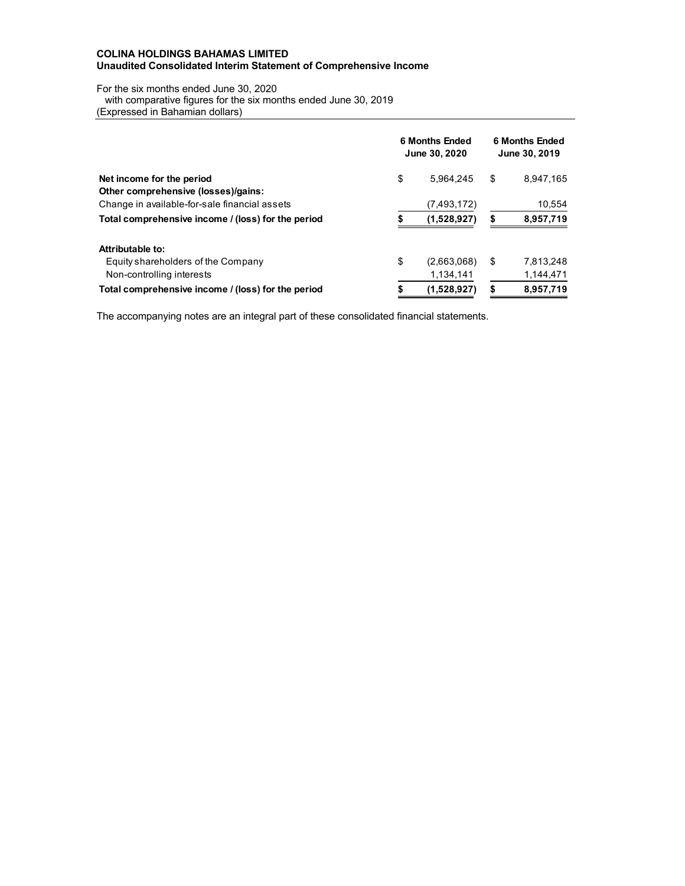**COLINA HOLDINGS BAHAMAS LIMITED**
**Unaudited Consolidated Interim Statement of Comprehensive Income**

For the six months ended June 30, 2020
with comparative figures for the six months ended June 30, 2019
(Expressed in Bahamian dollars)

| | 6 Months Ended June 30, 2020 | 6 Months Ended June 30, 2019 |
|---|---|---|
| **Net income for the period** | $ 5,964,245 | $ 8,947,165 |
| **Other comprehensive (losses)/gains:** | | |
| Change in available-for-sale financial assets | (7,493,172) | 10,554 |
| **Total comprehensive income / (loss) for the period** | **$ (1,528,927)** | **$ 8,957,719** |
| | | |
| **Attributable to:** | | |
| Equity shareholders of the Company | $ (2,663,068) | $ 7,813,248 |
| Non-controlling interests | 1,134,141 | 1,144,471 |
| **Total comprehensive income / (loss) for the period** | **$ (1,528,927)** | **$ 8,957,719** |

The accompanying notes are an integral part of these consolidated financial statements.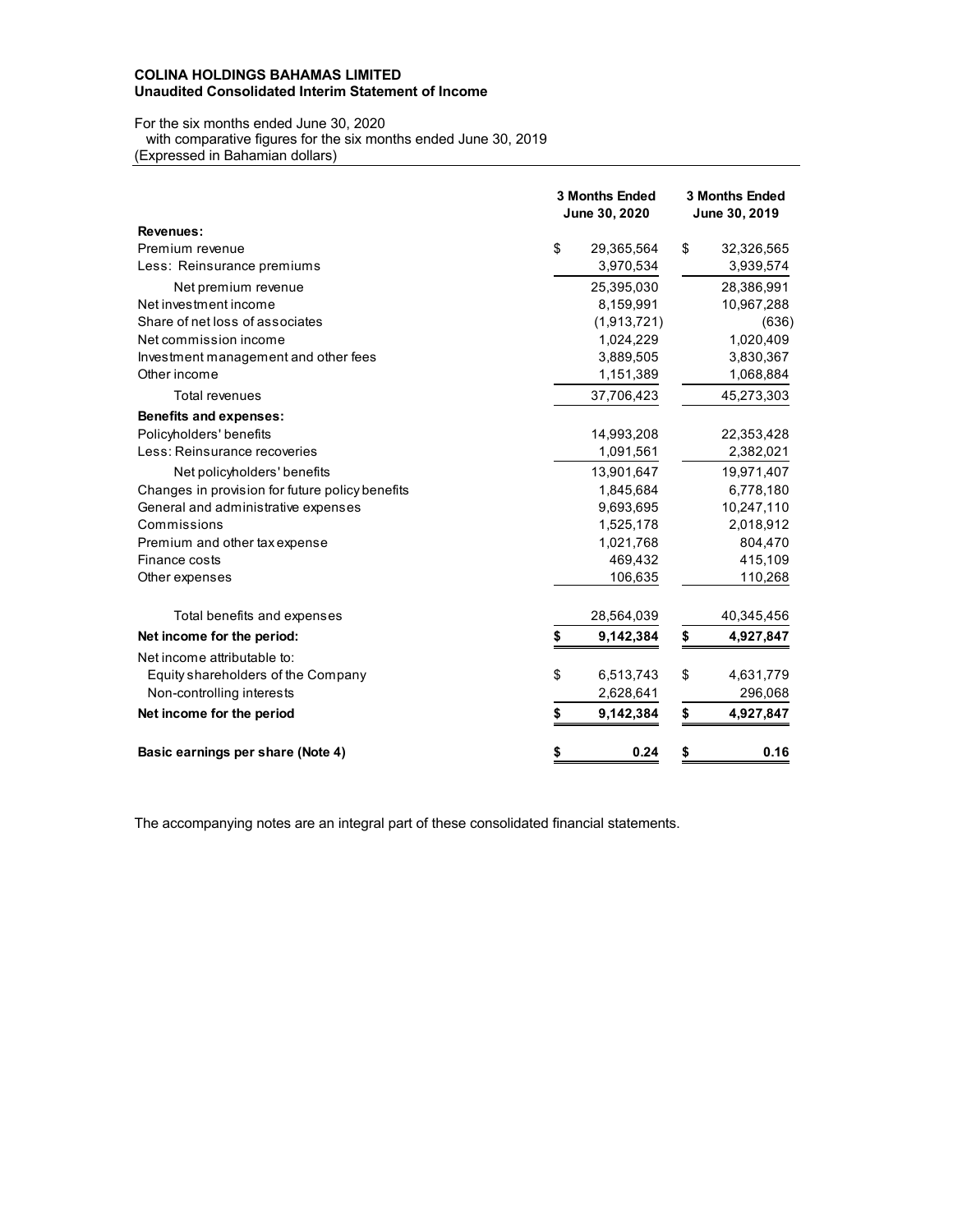**COLINA HOLDINGS BAHAMAS LIMITED**
**Unaudited Consolidated Interim Statement of Income**

For the six months ended June 30, 2020
with comparative figures for the six months ended June 30, 2019
(Expressed in Bahamian dollars)

| | 3 Months Ended June 30, 2020 | 3 Months Ended June 30, 2019 |
|---|---|---|
| **Revenues:** | | |
| Premium revenue | $ 29,365,564 | $ 32,326,565 |
| Less: Reinsurance premiums | 3,970,534 | 3,939,574 |
| Net premium revenue | 25,395,030 | 28,386,991 |
| Net investment income | 8,159,991 | 10,967,288 |
| Share of net loss of associates | (1,913,721) | (636) |
| Net commission income | 1,024,229 | 1,020,409 |
| Investment management and other fees | 3,889,505 | 3,830,367 |
| Other income | 1,151,389 | 1,068,884 |
| Total revenues | 37,706,423 | 45,273,303 |
| **Benefits and expenses:** | | |
| Policyholders' benefits | 14,993,208 | 22,353,428 |
| Less: Reinsurance recoveries | 1,091,561 | 2,382,021 |
| Net policyholders' benefits | 13,901,647 | 19,971,407 |
| Changes in provision for future policy benefits | 1,845,684 | 6,778,180 |
| General and administrative expenses | 9,693,695 | 10,247,110 |
| Commissions | 1,525,178 | 2,018,912 |
| Premium and other tax expense | 1,021,768 | 804,470 |
| Finance costs | 469,432 | 415,109 |
| Other expenses | 106,635 | 110,268 |
| Total benefits and expenses | 28,564,039 | 40,345,456 |
| **Net income for the period:** | **$ 9,142,384** | **$ 4,927,847** |
| Net income attributable to: | | |
| Equity shareholders of the Company | $ 6,513,743 | $ 4,631,779 |
| Non-controlling interests | 2,628,641 | 296,068 |
| **Net income for the period** | **$ 9,142,384** | **$ 4,927,847** |
| **Basic earnings per share (Note 4)** | **$ 0.24** | **$ 0.16** |

The accompanying notes are an integral part of these consolidated financial statements.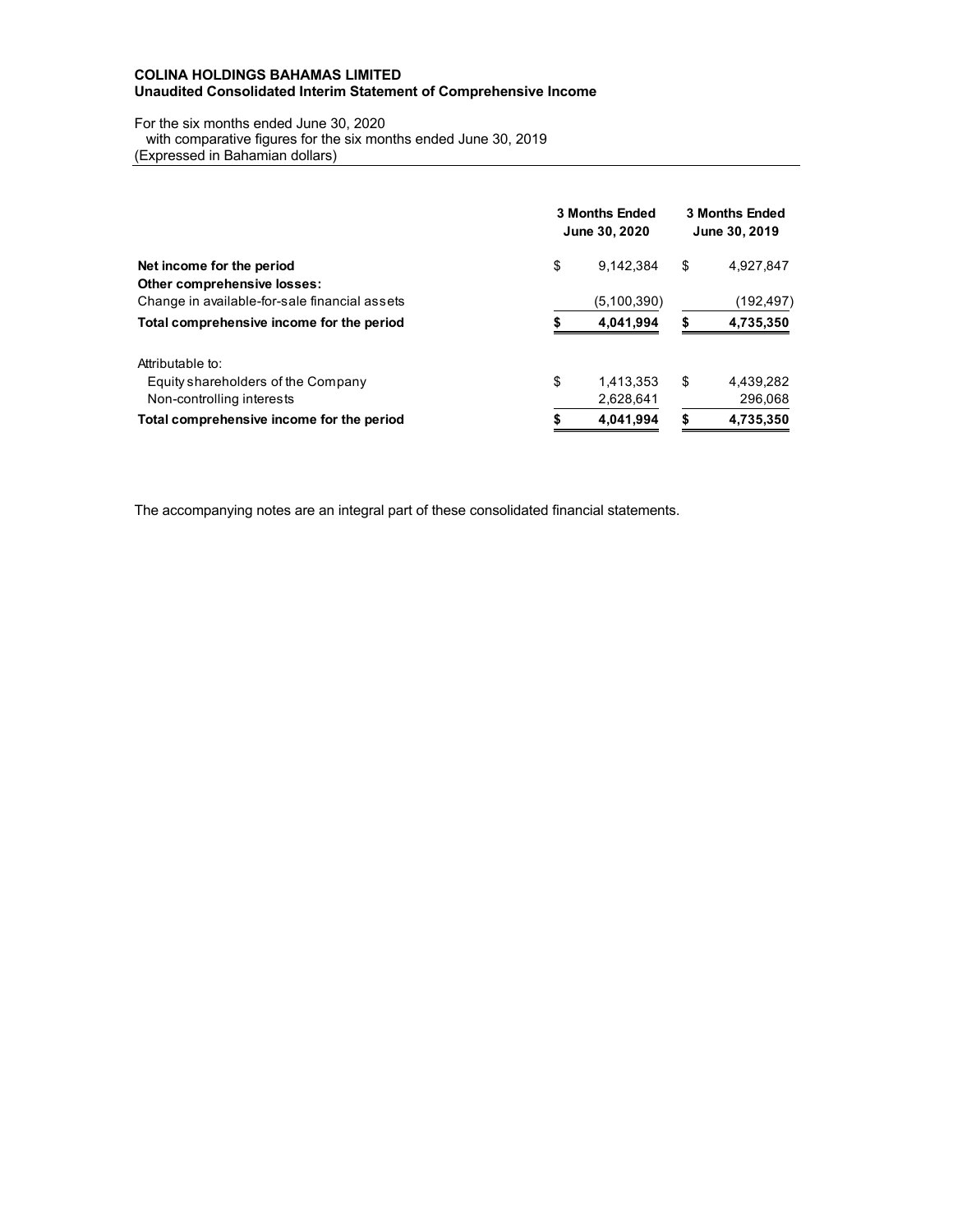**COLINA HOLDINGS BAHAMAS LIMITED**
**Unaudited Consolidated Interim Statement of Comprehensive Income**

For the six months ended June 30, 2020
with comparative figures for the six months ended June 30, 2019
(Expressed in Bahamian dollars)

| | 3 Months Ended June 30, 2020 | 3 Months Ended June 30, 2019 |
|---|---|---|
| **Net income for the period** | $ 9,142,384 | $ 4,927,847 |
| **Other comprehensive losses:** | | |
| Change in available-for-sale financial assets | (5,100,390) | (192,497) |
| **Total comprehensive income for the period** | **$ 4,041,994** | **$ 4,735,350** |
| | | |
| Attributable to: | | |
| Equity shareholders of the Company | $ 1,413,353 | $ 4,439,282 |
| Non-controlling interests | 2,628,641 | 296,068 |
| **Total comprehensive income for the period** | **$ 4,041,994** | **$ 4,735,350** |

The accompanying notes are an integral part of these consolidated financial statements.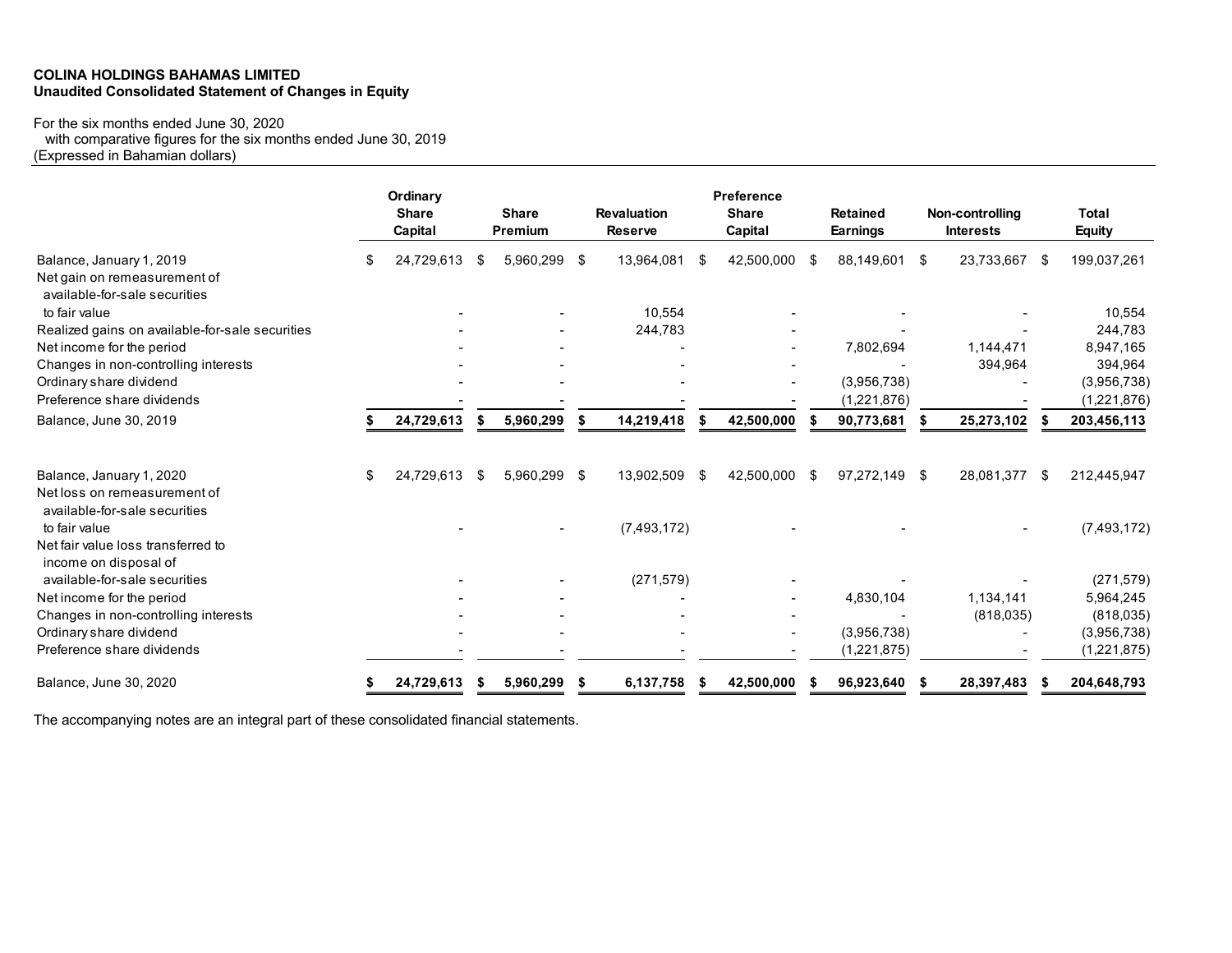**COLINA HOLDINGS BAHAMAS LIMITED**
**Unaudited Consolidated Statement of Changes in Equity**

For the six months ended June 30, 2020
with comparative figures for the six months ended June 30, 2019
(Expressed in Bahamian dollars)

| | Ordinary Share Capital | Share Premium | Revaluation Reserve | Preference Share Capital | Retained Earnings | Non-controlling Interests | Total Equity |
|---|---|---|---|---|---|---|---|
| Balance, January 1, 2019 | $ 24,729,613 | $ 5,960,299 | $ 13,964,081 | $ 42,500,000 | $ 88,149,601 | $ 23,733,667 | $ 199,037,261 |
| Net gain on remeasurement of available-for-sale securities to fair value | - | - | 10,554 | - | - | - | 10,554 |
| Realized gains on available-for-sale securities | - | - | 244,783 | - | - | - | 244,783 |
| Net income for the period | - | - | - | - | 7,802,694 | 1,144,471 | 8,947,165 |
| Changes in non-controlling interests | - | - | - | - | - | 394,964 | 394,964 |
| Ordinary share dividend | - | - | - | - | (3,956,738) | - | (3,956,738) |
| Preference share dividends | - | - | - | - | (1,221,876) | - | (1,221,876) |
| **Balance, June 30, 2019** | **$ 24,729,613** | **$ 5,960,299** | **$ 14,219,418** | **$ 42,500,000** | **$ 90,773,681** | **$ 25,273,102** | **$ 203,456,113** |
| | | | | | | | |
| Balance, January 1, 2020 | $ 24,729,613 | $ 5,960,299 | $ 13,902,509 | $ 42,500,000 | $ 97,272,149 | $ 28,081,377 | $ 212,445,947 |
| Net loss on remeasurement of available-for-sale securities to fair value | - | - | (7,493,172) | - | - | - | (7,493,172) |
| Net fair value loss transferred to income on disposal of available-for-sale securities | - | - | (271,579) | - | - | - | (271,579) |
| Net income for the period | - | - | - | - | 4,830,104 | 1,134,141 | 5,964,245 |
| Changes in non-controlling interests | - | - | - | - | - | (818,035) | (818,035) |
| Ordinary share dividend | - | - | - | - | (3,956,738) | - | (3,956,738) |
| Preference share dividends | - | - | - | - | (1,221,875) | - | (1,221,875) |
| **Balance, June 30, 2020** | **$ 24,729,613** | **$ 5,960,299** | **$ 6,137,758** | **$ 42,500,000** | **$ 96,923,640** | **$ 28,397,483** | **$ 204,648,793** |

The accompanying notes are an integral part of these consolidated financial statements.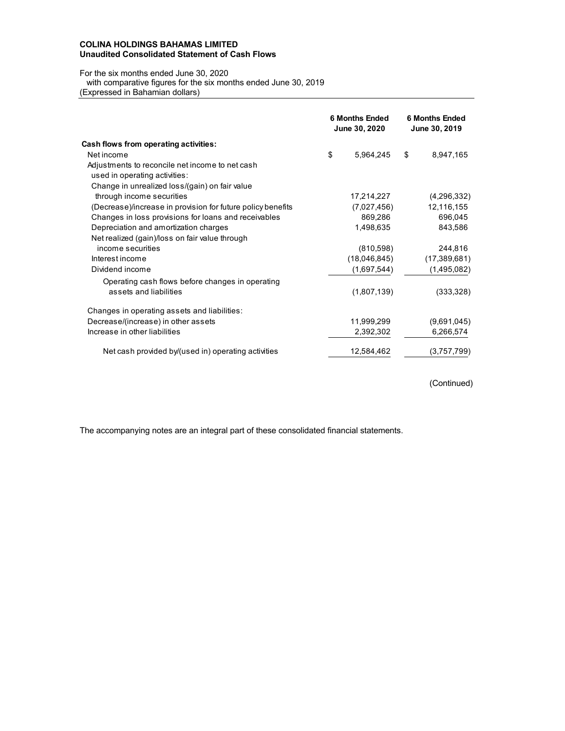**COLINA HOLDINGS BAHAMAS LIMITED**
**Unaudited Consolidated Statement of Cash Flows**

For the six months ended June 30, 2020
with comparative figures for the six months ended June 30, 2019
(Expressed in Bahamian dollars)

| | 6 Months Ended June 30, 2020 | 6 Months Ended June 30, 2019 |
|---|---|---|
| **Cash flows from operating activities:** | | |
| Net income | $ 5,964,245 | $ 8,947,165 |
| Adjustments to reconcile net income to net cash used in operating activities: | | |
| Change in unrealized loss/(gain) on fair value through income securities | 17,214,227 | (4,296,332) |
| (Decrease)/increase in provision for future policy benefits | (7,027,456) | 12,116,155 |
| Changes in loss provisions for loans and receivables | 869,286 | 696,045 |
| Depreciation and amortization charges | 1,498,635 | 843,586 |
| Net realized (gain)/loss on fair value through income securities | (810,598) | 244,816 |
| Interest income | (18,046,845) | (17,389,681) |
| Dividend income | (1,697,544) | (1,495,082) |
| Operating cash flows before changes in operating assets and liabilities | (1,807,139) | (333,328) |
| Changes in operating assets and liabilities: | | |
| Decrease/(increase) in other assets | 11,999,299 | (9,691,045) |
| Increase in other liabilities | 2,392,302 | 6,266,574 |
| Net cash provided by/(used in) operating activities | 12,584,462 | (3,757,799) |

(Continued)

The accompanying notes are an integral part of these consolidated financial statements.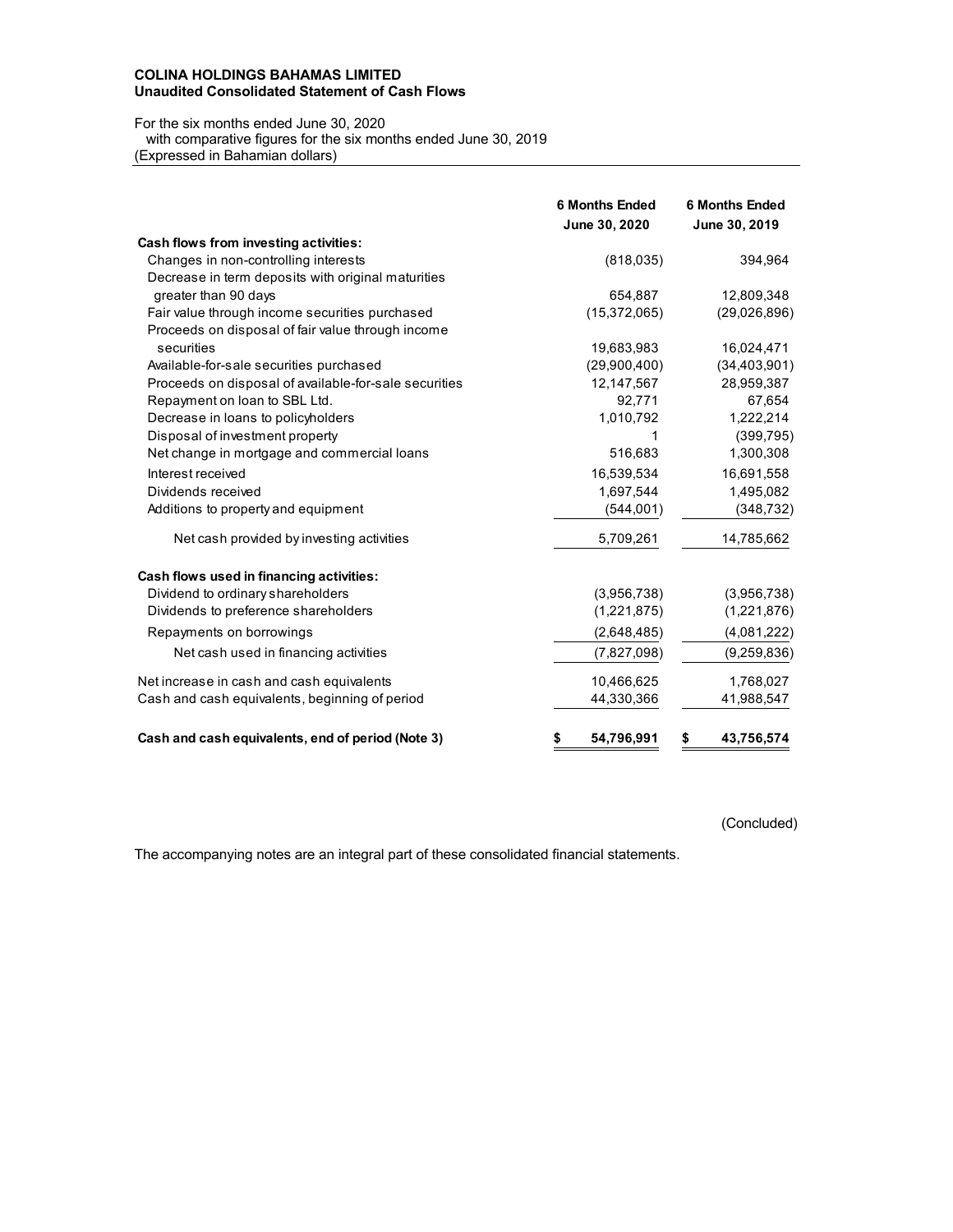**COLINA HOLDINGS BAHAMAS LIMITED**
**Unaudited Consolidated Statement of Cash Flows**

For the six months ended June 30, 2020
with comparative figures for the six months ended June 30, 2019
(Expressed in Bahamian dollars)

| | 6 Months Ended June 30, 2020 | 6 Months Ended June 30, 2019 |
|---|---|---|
| **Cash flows from investing activities:** | | |
| Changes in non-controlling interests | (818,035) | 394,964 |
| Decrease in term deposits with original maturities greater than 90 days | 654,887 | 12,809,348 |
| Fair value through income securities purchased | (15,372,065) | (29,026,896) |
| Proceeds on disposal of fair value through income securities | 19,683,983 | 16,024,471 |
| Available-for-sale securities purchased | (29,900,400) | (34,403,901) |
| Proceeds on disposal of available-for-sale securities | 12,147,567 | 28,959,387 |
| Repayment on loan to SBL Ltd. | 92,771 | 67,654 |
| Decrease in loans to policyholders | 1,010,792 | 1,222,214 |
| Disposal of investment property | 1 | (399,795) |
| Net change in mortgage and commercial loans | 516,683 | 1,300,308 |
| Interest received | 16,539,534 | 16,691,558 |
| Dividends received | 1,697,544 | 1,495,082 |
| Additions to property and equipment | (544,001) | (348,732) |
| Net cash provided by investing activities | 5,709,261 | 14,785,662 |
| **Cash flows used in financing activities:** | | |
| Dividend to ordinary shareholders | (3,956,738) | (3,956,738) |
| Dividends to preference shareholders | (1,221,875) | (1,221,876) |
| Repayments on borrowings | (2,648,485) | (4,081,222) |
| Net cash used in financing activities | (7,827,098) | (9,259,836) |
| Net increase in cash and cash equivalents | 10,466,625 | 1,768,027 |
| Cash and cash equivalents, beginning of period | 44,330,366 | 41,988,547 |
| **Cash and cash equivalents, end of period (Note 3)** | **$ 54,796,991** | **$ 43,756,574** |

(Concluded)

The accompanying notes are an integral part of these consolidated financial statements.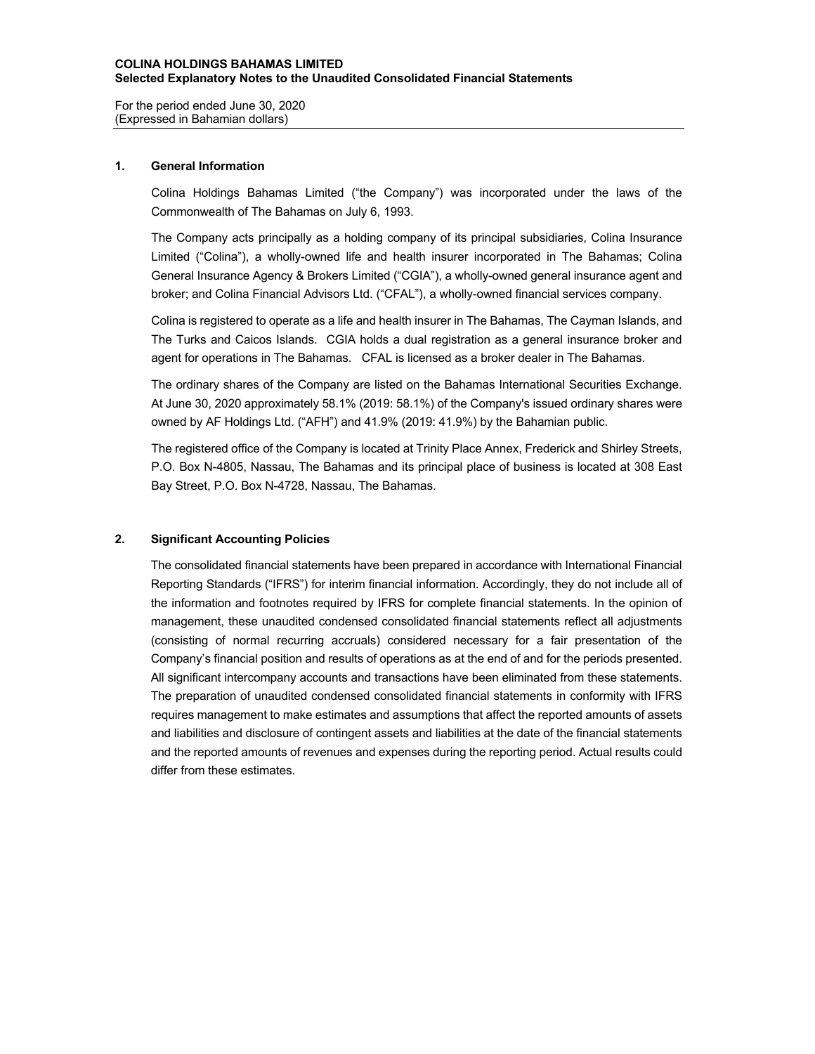**COLINA HOLDINGS BAHAMAS LIMITED**
**Selected Explanatory Notes to the Unaudited Consolidated Financial Statements**

For the period ended June 30, 2020
(Expressed in Bahamian dollars)

## 1. General Information

Colina Holdings Bahamas Limited ("the Company") was incorporated under the laws of the Commonwealth of The Bahamas on July 6, 1993.

The Company acts principally as a holding company of its principal subsidiaries, Colina Insurance Limited ("Colina"), a wholly-owned life and health insurer incorporated in The Bahamas; Colina General Insurance Agency & Brokers Limited ("CGIA"), a wholly-owned general insurance agent and broker; and Colina Financial Advisors Ltd. ("CFAL"), a wholly-owned financial services company.

Colina is registered to operate as a life and health insurer in The Bahamas, The Cayman Islands, and The Turks and Caicos Islands. CGIA holds a dual registration as a general insurance broker and agent for operations in The Bahamas. CFAL is licensed as a broker dealer in The Bahamas.

The ordinary shares of the Company are listed on the Bahamas International Securities Exchange. At June 30, 2020 approximately 58.1% (2019: 58.1%) of the Company's issued ordinary shares were owned by AF Holdings Ltd. ("AFH") and 41.9% (2019: 41.9%) by the Bahamian public.

The registered office of the Company is located at Trinity Place Annex, Frederick and Shirley Streets, P.O. Box N-4805, Nassau, The Bahamas and its principal place of business is located at 308 East Bay Street, P.O. Box N-4728, Nassau, The Bahamas.

## 2. Significant Accounting Policies

The consolidated financial statements have been prepared in accordance with International Financial Reporting Standards ("IFRS") for interim financial information. Accordingly, they do not include all of the information and footnotes required by IFRS for complete financial statements. In the opinion of management, these unaudited condensed consolidated financial statements reflect all adjustments (consisting of normal recurring accruals) considered necessary for a fair presentation of the Company's financial position and results of operations as at the end of and for the periods presented. All significant intercompany accounts and transactions have been eliminated from these statements. The preparation of unaudited condensed consolidated financial statements in conformity with IFRS requires management to make estimates and assumptions that affect the reported amounts of assets and liabilities and disclosure of contingent assets and liabilities at the date of the financial statements and the reported amounts of revenues and expenses during the reporting period. Actual results could differ from these estimates.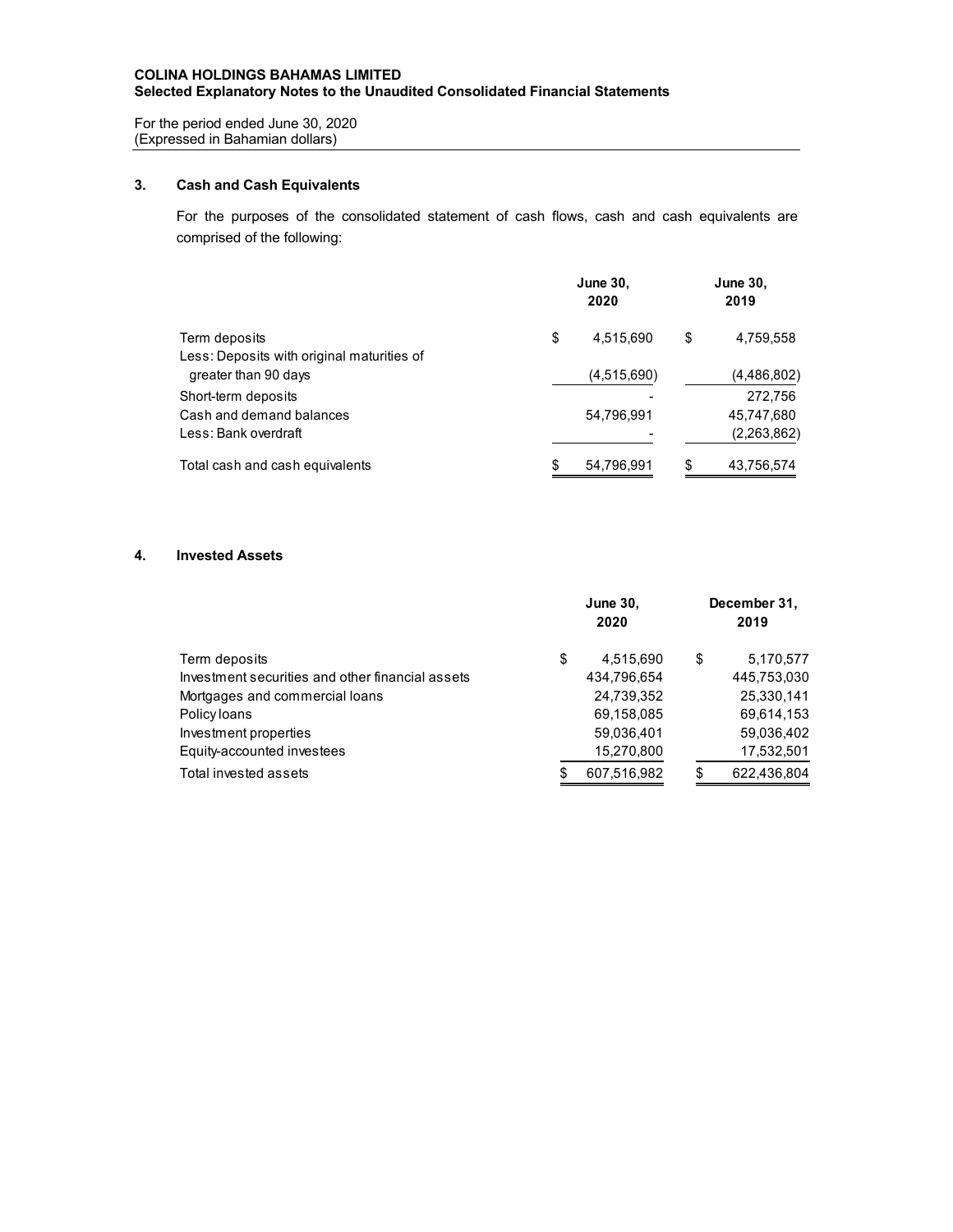**COLINA HOLDINGS BAHAMAS LIMITED**
**Selected Explanatory Notes to the Unaudited Consolidated Financial Statements**

For the period ended June 30, 2020
(Expressed in Bahamian dollars)

## 3. Cash and Cash Equivalents

For the purposes of the consolidated statement of cash flows, cash and cash equivalents are comprised of the following:

| | June 30, 2020 | June 30, 2019 |
|---|---|---|
| Term deposits | $ 4,515,690 | $ 4,759,558 |
| Less: Deposits with original maturities of greater than 90 days | (4,515,690) | (4,486,802) |
| Short-term deposits | - | 272,756 |
| Cash and demand balances | 54,796,991 | 45,747,680 |
| Less: Bank overdraft | - | (2,263,862) |
| Total cash and cash equivalents | $ 54,796,991 | $ 43,756,574 |

## 4. Invested Assets

| | June 30, 2020 | December 31, 2019 |
|---|---|---|
| Term deposits | $ 4,515,690 | $ 5,170,577 |
| Investment securities and other financial assets | 434,796,654 | 445,753,030 |
| Mortgages and commercial loans | 24,739,352 | 25,330,141 |
| Policy loans | 69,158,085 | 69,614,153 |
| Investment properties | 59,036,401 | 59,036,402 |
| Equity-accounted investees | 15,270,800 | 17,532,501 |
| Total invested assets | $ 607,516,982 | $ 622,436,804 |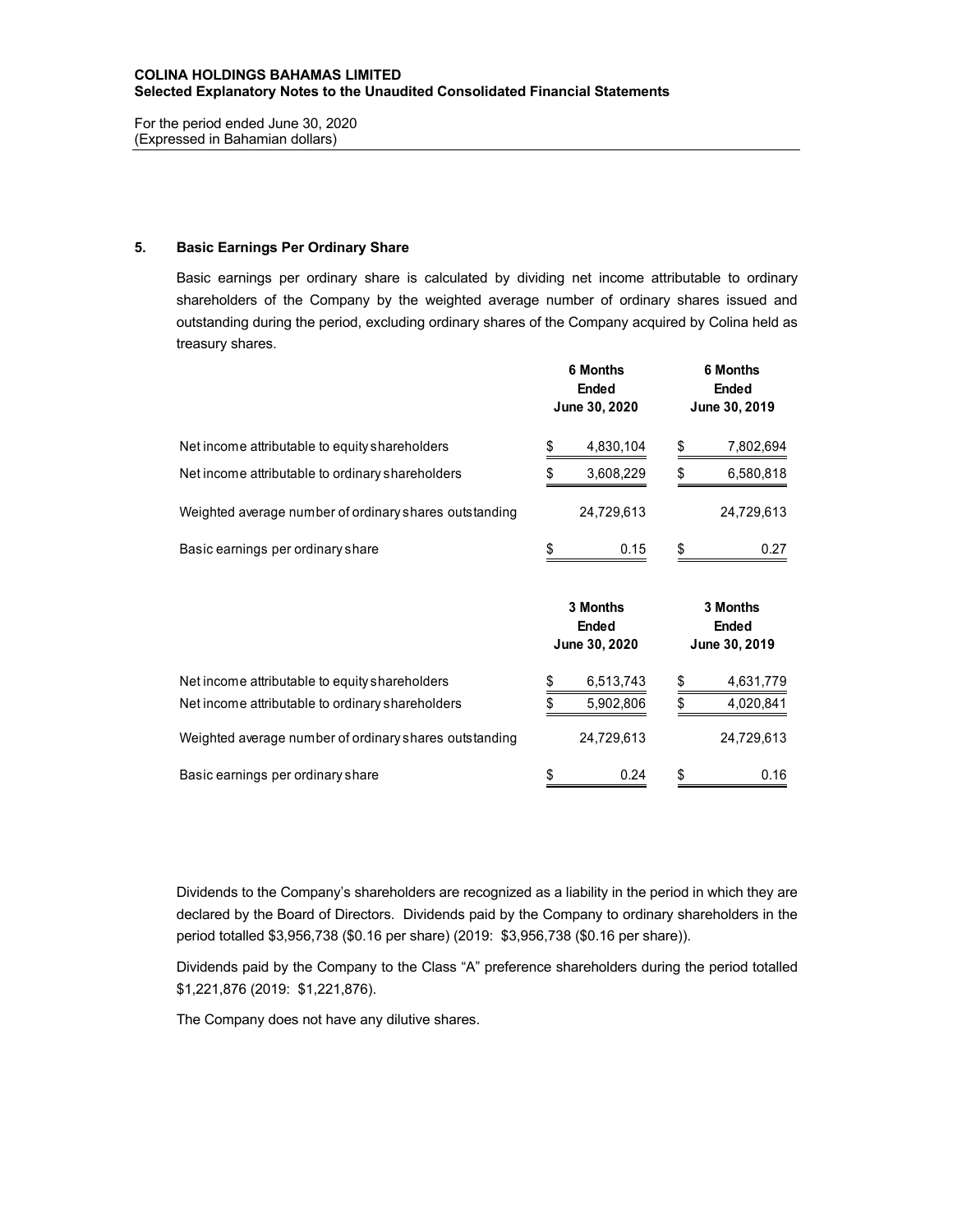## 5. Basic Earnings Per Ordinary Share

Basic earnings per ordinary share is calculated by dividing net income attributable to ordinary shareholders of the Company by the weighted average number of ordinary shares issued and outstanding during the period, excluding ordinary shares of the Company acquired by Colina held as treasury shares.

| | 6 Months Ended June 30, 2020 | 6 Months Ended June 30, 2019 |
|---|---|---|
| Net income attributable to equity shareholders | $ 4,830,104 | $ 7,802,694 |
| Net income attributable to ordinary shareholders | $ 3,608,229 | $ 6,580,818 |
| Weighted average number of ordinary shares outstanding | 24,729,613 | 24,729,613 |
| Basic earnings per ordinary share | $ 0.15 | $ 0.27 |

| | 3 Months Ended June 30, 2020 | 3 Months Ended June 30, 2019 |
|---|---|---|
| Net income attributable to equity shareholders | $ 6,513,743 | $ 4,631,779 |
| Net income attributable to ordinary shareholders | $ 5,902,806 | $ 4,020,841 |
| Weighted average number of ordinary shares outstanding | 24,729,613 | 24,729,613 |
| Basic earnings per ordinary share | $ 0.24 | $ 0.16 |

Dividends to the Company's shareholders are recognized as a liability in the period in which they are declared by the Board of Directors. Dividends paid by the Company to ordinary shareholders in the period totalled $3,956,738 ($0.16 per share) (2019: $3,956,738 ($0.16 per share)).

Dividends paid by the Company to the Class "A" preference shareholders during the period totalled $1,221,876 (2019: $1,221,876).

The Company does not have any dilutive shares.